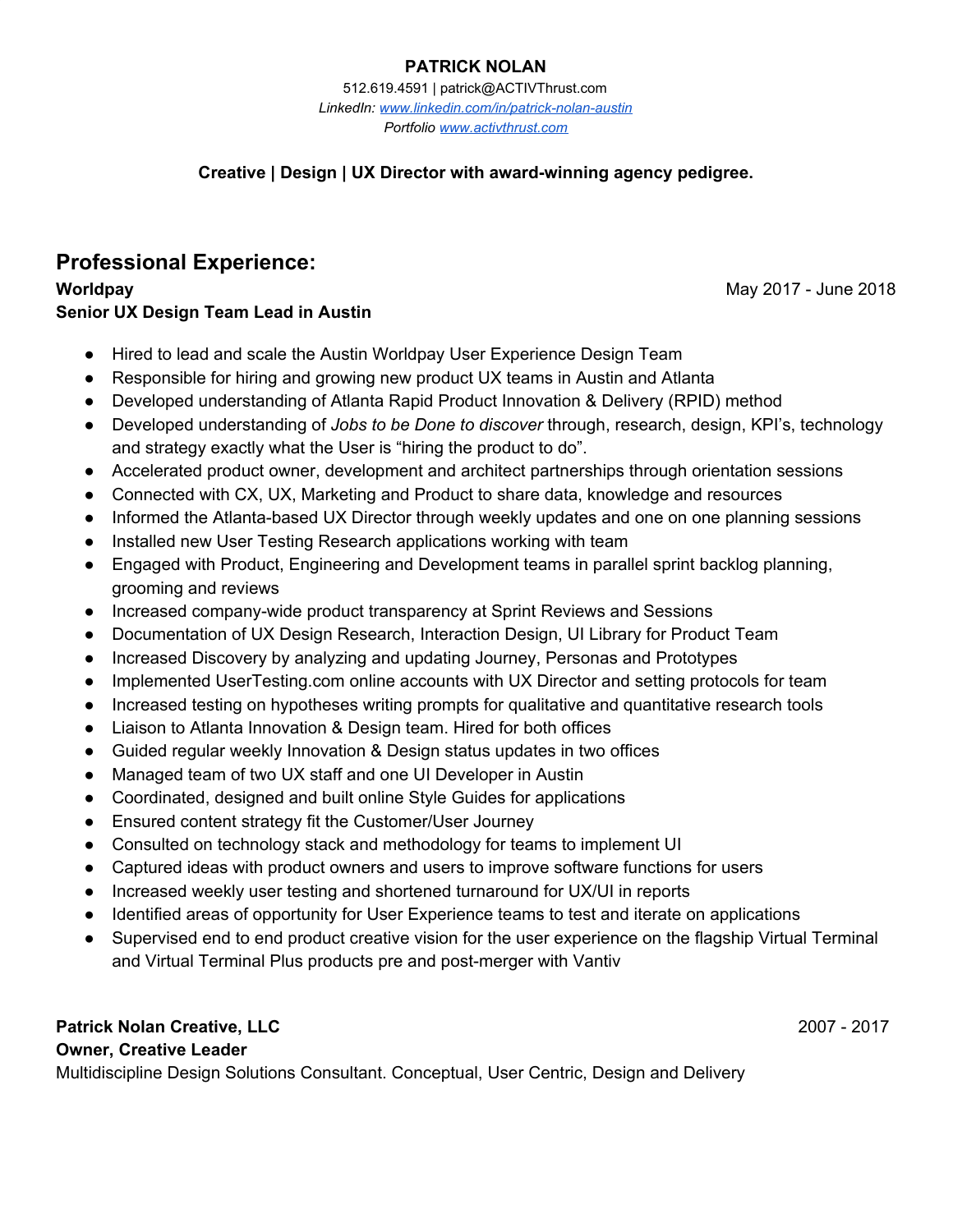# PATRICK NOLAN

512.619.4591 | patrick@ACTIVThrust.com
*LinkedIn: [www.linkedin.com/in/patrick-nolan-austin](www.linkedin.com/in/patrick-nolan-austin)*
*Portfolio [www.activthrust.com](www.activthrust.com)*

**Creative | Design | UX Director with award-winning agency pedigree.**

## Professional Experience:

**Worldpay** May 2017 - June 2018
**Senior UX Design Team Lead in Austin**

- Hired to lead and scale the Austin Worldpay User Experience Design Team
- Responsible for hiring and growing new product UX teams in Austin and Atlanta
- Developed understanding of Atlanta Rapid Product Innovation & Delivery (RPID) method
- Developed understanding of *Jobs to be Done to discover* through, research, design, KPI's, technology and strategy exactly what the User is "hiring the product to do".
- Accelerated product owner, development and architect partnerships through orientation sessions
- Connected with CX, UX, Marketing and Product to share data, knowledge and resources
- Informed the Atlanta-based UX Director through weekly updates and one on one planning sessions
- Installed new User Testing Research applications working with team
- Engaged with Product, Engineering and Development teams in parallel sprint backlog planning, grooming and reviews
- Increased company-wide product transparency at Sprint Reviews and Sessions
- Documentation of UX Design Research, Interaction Design, UI Library for Product Team
- Increased Discovery by analyzing and updating Journey, Personas and Prototypes
- Implemented UserTesting.com online accounts with UX Director and setting protocols for team
- Increased testing on hypotheses writing prompts for qualitative and quantitative research tools
- Liaison to Atlanta Innovation & Design team. Hired for both offices
- Guided regular weekly Innovation & Design status updates in two offices
- Managed team of two UX staff and one UI Developer in Austin
- Coordinated, designed and built online Style Guides for applications
- Ensured content strategy fit the Customer/User Journey
- Consulted on technology stack and methodology for teams to implement UI
- Captured ideas with product owners and users to improve software functions for users
- Increased weekly user testing and shortened turnaround for UX/UI in reports
- Identified areas of opportunity for User Experience teams to test and iterate on applications
- Supervised end to end product creative vision for the user experience on the flagship Virtual Terminal and Virtual Terminal Plus products pre and post-merger with Vantiv

**Patrick Nolan Creative, LLC** 2007 - 2017
**Owner, Creative Leader**
Multidiscipline Design Solutions Consultant. Conceptual, User Centric, Design and Delivery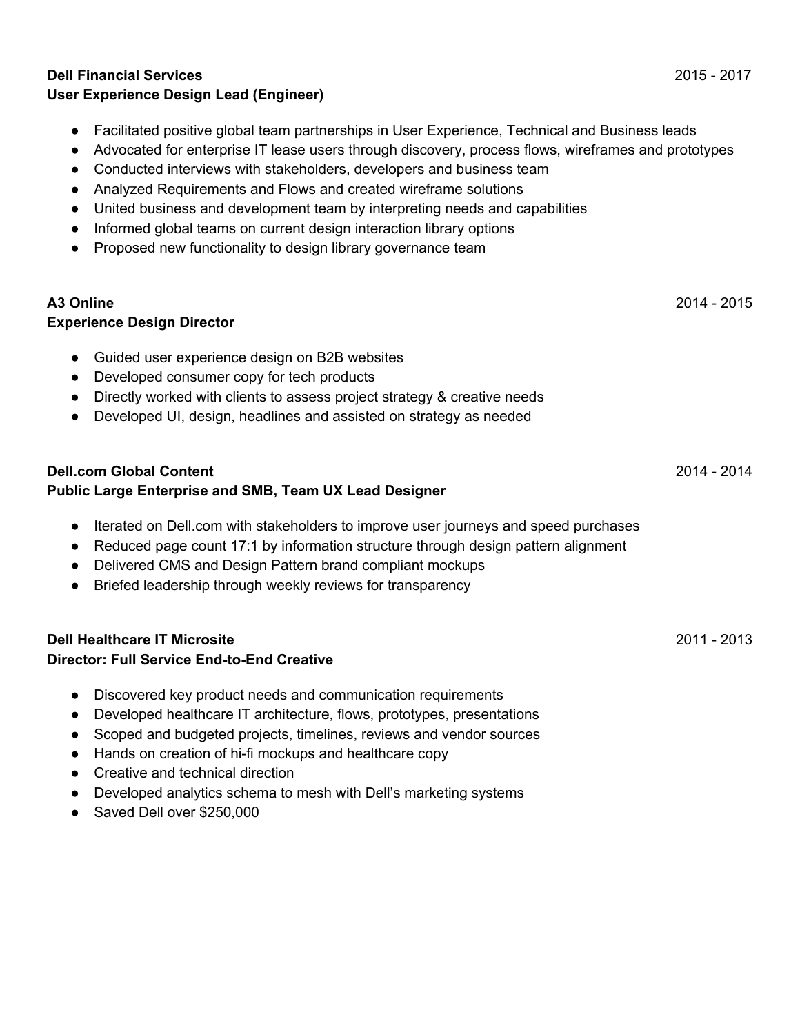**Dell Financial Services** 2015 - 2017
**User Experience Design Lead (Engineer)**

- Facilitated positive global team partnerships in User Experience, Technical and Business leads
- Advocated for enterprise IT lease users through discovery, process flows, wireframes and prototypes
- Conducted interviews with stakeholders, developers and business team
- Analyzed Requirements and Flows and created wireframe solutions
- United business and development team by interpreting needs and capabilities
- Informed global teams on current design interaction library options
- Proposed new functionality to design library governance team

**A3 Online** 2014 - 2015
**Experience Design Director**

- Guided user experience design on B2B websites
- Developed consumer copy for tech products
- Directly worked with clients to assess project strategy & creative needs
- Developed UI, design, headlines and assisted on strategy as needed

**Dell.com Global Content** 2014 - 2014
**Public Large Enterprise and SMB, Team UX Lead Designer**

- Iterated on Dell.com with stakeholders to improve user journeys and speed purchases
- Reduced page count 17:1 by information structure through design pattern alignment
- Delivered CMS and Design Pattern brand compliant mockups
- Briefed leadership through weekly reviews for transparency

**Dell Healthcare IT Microsite** 2011 - 2013
**Director: Full Service End-to-End Creative**

- Discovered key product needs and communication requirements
- Developed healthcare IT architecture, flows, prototypes, presentations
- Scoped and budgeted projects, timelines, reviews and vendor sources
- Hands on creation of hi-fi mockups and healthcare copy
- Creative and technical direction
- Developed analytics schema to mesh with Dell's marketing systems
- Saved Dell over $250,000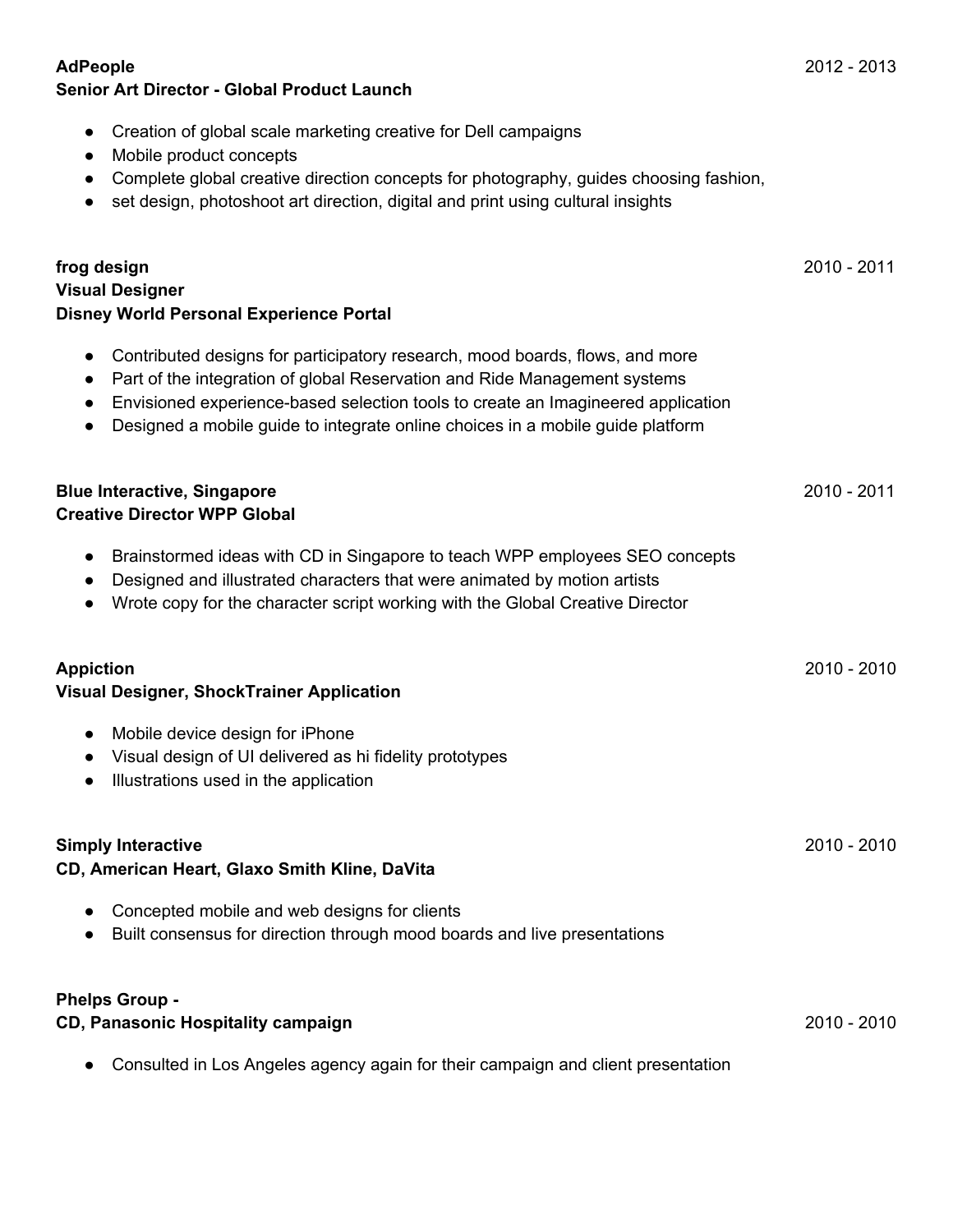**AdPeople** 2012 - 2013
**Senior Art Director - Global Product Launch**

- Creation of global scale marketing creative for Dell campaigns
- Mobile product concepts
- Complete global creative direction concepts for photography, guides choosing fashion,
- set design, photoshoot art direction, digital and print using cultural insights

**frog design** 2010 - 2011
**Visual Designer**
**Disney World Personal Experience Portal**

- Contributed designs for participatory research, mood boards, flows, and more
- Part of the integration of global Reservation and Ride Management systems
- Envisioned experience-based selection tools to create an Imagineered application
- Designed a mobile guide to integrate online choices in a mobile guide platform

**Blue Interactive, Singapore** 2010 - 2011
**Creative Director WPP Global**

- Brainstormed ideas with CD in Singapore to teach WPP employees SEO concepts
- Designed and illustrated characters that were animated by motion artists
- Wrote copy for the character script working with the Global Creative Director

**Appiction** 2010 - 2010
**Visual Designer, ShockTrainer Application**

- Mobile device design for iPhone
- Visual design of UI delivered as hi fidelity prototypes
- Illustrations used in the application

**Simply Interactive** 2010 - 2010
**CD, American Heart, Glaxo Smith Kline, DaVita**

- Concepted mobile and web designs for clients
- Built consensus for direction through mood boards and live presentations

**Phelps Group -**
**CD, Panasonic Hospitality campaign** 2010 - 2010

- Consulted in Los Angeles agency again for their campaign and client presentation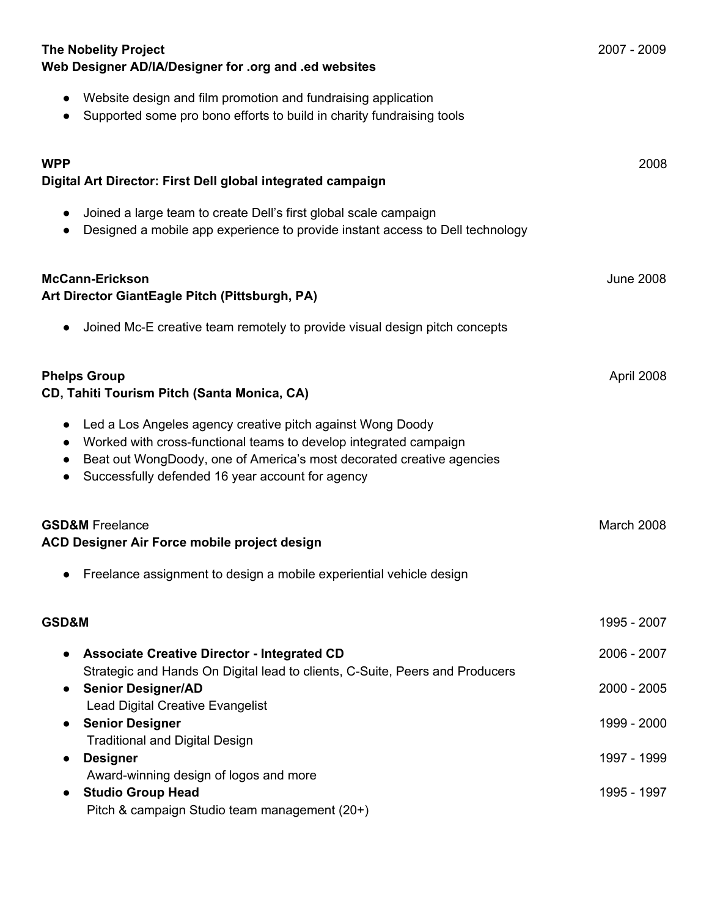**The Nobelity Project** 2007 - 2009
**Web Designer AD/IA/Designer for .org and .ed websites**

- Website design and film promotion and fundraising application
- Supported some pro bono efforts to build in charity fundraising tools

**WPP** 2008
**Digital Art Director: First Dell global integrated campaign**

- Joined a large team to create Dell's first global scale campaign
- Designed a mobile app experience to provide instant access to Dell technology

**McCann-Erickson** June 2008
**Art Director GiantEagle Pitch (Pittsburgh, PA)**

- Joined Mc-E creative team remotely to provide visual design pitch concepts

**Phelps Group** April 2008
**CD, Tahiti Tourism Pitch (Santa Monica, CA)**

- Led a Los Angeles agency creative pitch against Wong Doody
- Worked with cross-functional teams to develop integrated campaign
- Beat out WongDoody, one of America's most decorated creative agencies
- Successfully defended 16 year account for agency

**GSD&M** Freelance March 2008
**ACD Designer Air Force mobile project design**

- Freelance assignment to design a mobile experiential vehicle design

**GSD&M** 1995 - 2007

- **Associate Creative Director - Integrated CD** 2006 - 2007
  Strategic and Hands On Digital lead to clients, C-Suite, Peers and Producers
- **Senior Designer/AD** 2000 - 2005
  Lead Digital Creative Evangelist
- **Senior Designer** 1999 - 2000
  Traditional and Digital Design
- **Designer** 1997 - 1999
  Award-winning design of logos and more
- **Studio Group Head** 1995 - 1997
  Pitch & campaign Studio team management (20+)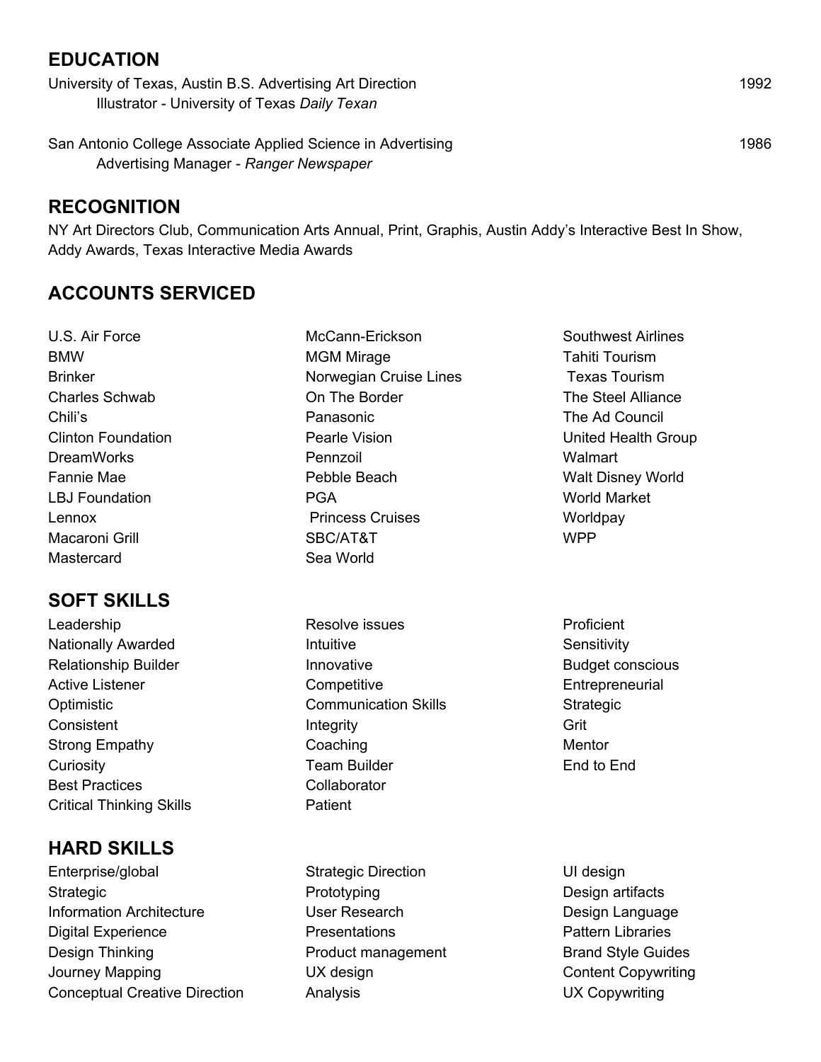## EDUCATION

University of Texas, Austin B.S. Advertising Art Direction 1992

Illustrator - University of Texas *Daily Texan*

San Antonio College Associate Applied Science in Advertising 1986

Advertising Manager - *Ranger Newspaper*

## RECOGNITION

NY Art Directors Club, Communication Arts Annual, Print, Graphis, Austin Addy's Interactive Best In Show, Addy Awards, Texas Interactive Media Awards

## ACCOUNTS SERVICED

- U.S. Air Force
- BMW
- Brinker
- Charles Schwab
- Chili's
- Clinton Foundation
- DreamWorks
- Fannie Mae
- LBJ Foundation
- Lennox
- Macaroni Grill
- Mastercard
- McCann-Erickson
- MGM Mirage
- Norwegian Cruise Lines
- On The Border
- Panasonic
- Pearle Vision
- Pennzoil
- Pebble Beach
- PGA
- Princess Cruises
- SBC/AT&T
- Sea World
- Southwest Airlines
- Tahiti Tourism
- Texas Tourism
- The Steel Alliance
- The Ad Council
- United Health Group
- Walmart
- Walt Disney World
- World Market
- Worldpay
- WPP

## SOFT SKILLS

- Leadership
- Nationally Awarded
- Relationship Builder
- Active Listener
- Optimistic
- Consistent
- Strong Empathy
- Curiosity
- Best Practices
- Critical Thinking Skills
- Resolve issues
- Intuitive
- Innovative
- Competitive
- Communication Skills
- Integrity
- Coaching
- Team Builder
- Collaborator
- Patient
- Proficient
- Sensitivity
- Budget conscious
- Entrepreneurial
- Strategic
- Grit
- Mentor
- End to End

## HARD SKILLS

- Enterprise/global
- Strategic
- Information Architecture
- Digital Experience
- Design Thinking
- Journey Mapping
- Conceptual Creative Direction
- Strategic Direction
- Prototyping
- User Research
- Presentations
- Product management
- UX design
- Analysis
- UI design
- Design artifacts
- Design Language
- Pattern Libraries
- Brand Style Guides
- Content Copywriting
- UX Copywriting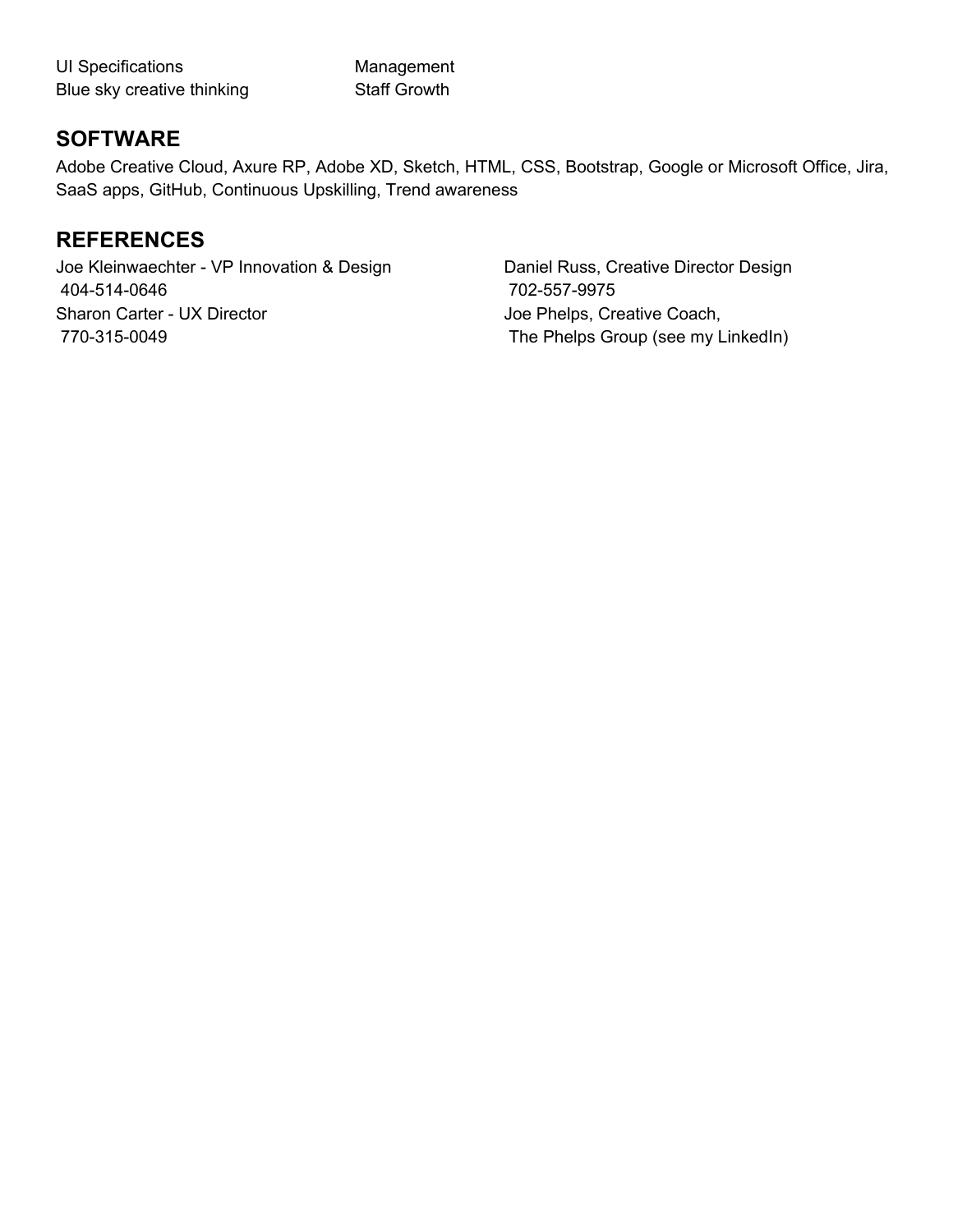UI Specifications
Blue sky creative thinking

Management
Staff Growth

## SOFTWARE

Adobe Creative Cloud, Axure RP, Adobe XD, Sketch, HTML, CSS, Bootstrap, Google or Microsoft Office, Jira, SaaS apps, GitHub, Continuous Upskilling, Trend awareness

## REFERENCES

Joe Kleinwaechter - VP Innovation & Design
404-514-0646

Sharon Carter - UX Director
770-315-0049

Daniel Russ, Creative Director Design
702-557-9975

Joe Phelps, Creative Coach,
The Phelps Group (see my LinkedIn)